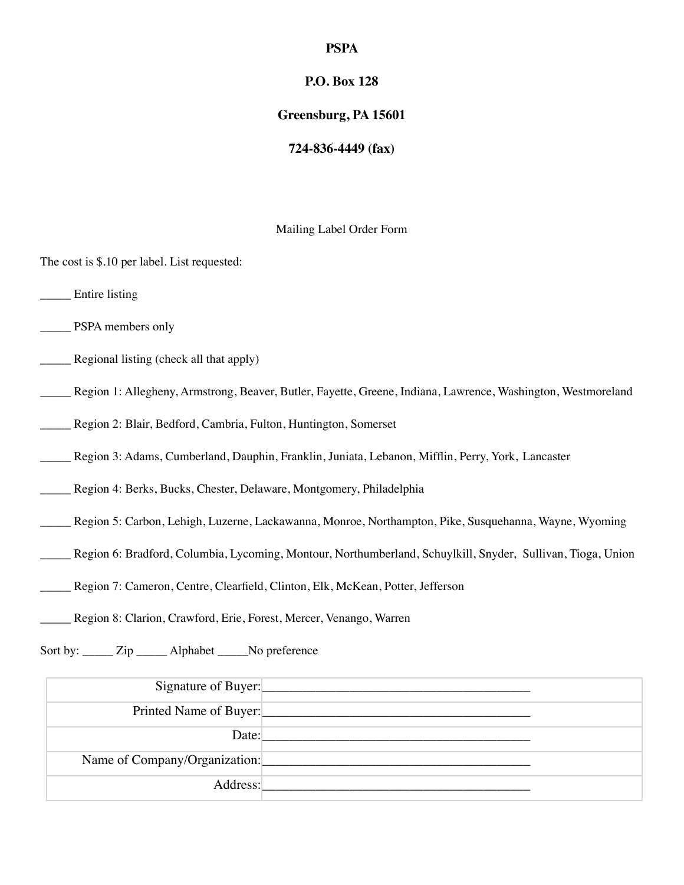**PSPA**

**P.O. Box 128**

**Greensburg, PA 15601**

**724-836-4449 (fax)**

Mailing Label Order Form

The cost is $.10 per label. List requested:

_____ Entire listing

_____ PSPA members only

_____ Regional listing (check all that apply)

_____ Region 1: Allegheny, Armstrong, Beaver, Butler, Fayette, Greene, Indiana, Lawrence, Washington, Westmoreland

_____ Region 2: Blair, Bedford, Cambria, Fulton, Huntington, Somerset

_____ Region 3: Adams, Cumberland, Dauphin, Franklin, Juniata, Lebanon, Mifflin, Perry, York, Lancaster

_____ Region 4: Berks, Bucks, Chester, Delaware, Montgomery, Philadelphia

_____ Region 5: Carbon, Lehigh, Luzerne, Lackawanna, Monroe, Northampton, Pike, Susquehanna, Wayne, Wyoming

_____ Region 6: Bradford, Columbia, Lycoming, Montour, Northumberland, Schuylkill, Snyder, Sullivan, Tioga, Union

_____ Region 7: Cameron, Centre, Clearfield, Clinton, Elk, McKean, Potter, Jefferson

_____ Region 8: Clarion, Crawford, Erie, Forest, Mercer, Venango, Warren

Sort by: _____ Zip _____ Alphabet _____No preference

| | |
|---|---|
| Signature of Buyer: | ________________________________________ |
| Printed Name of Buyer: | ________________________________________ |
| Date: | ________________________________________ |
| Name of Company/Organization: | ________________________________________ |
| Address: | ________________________________________ |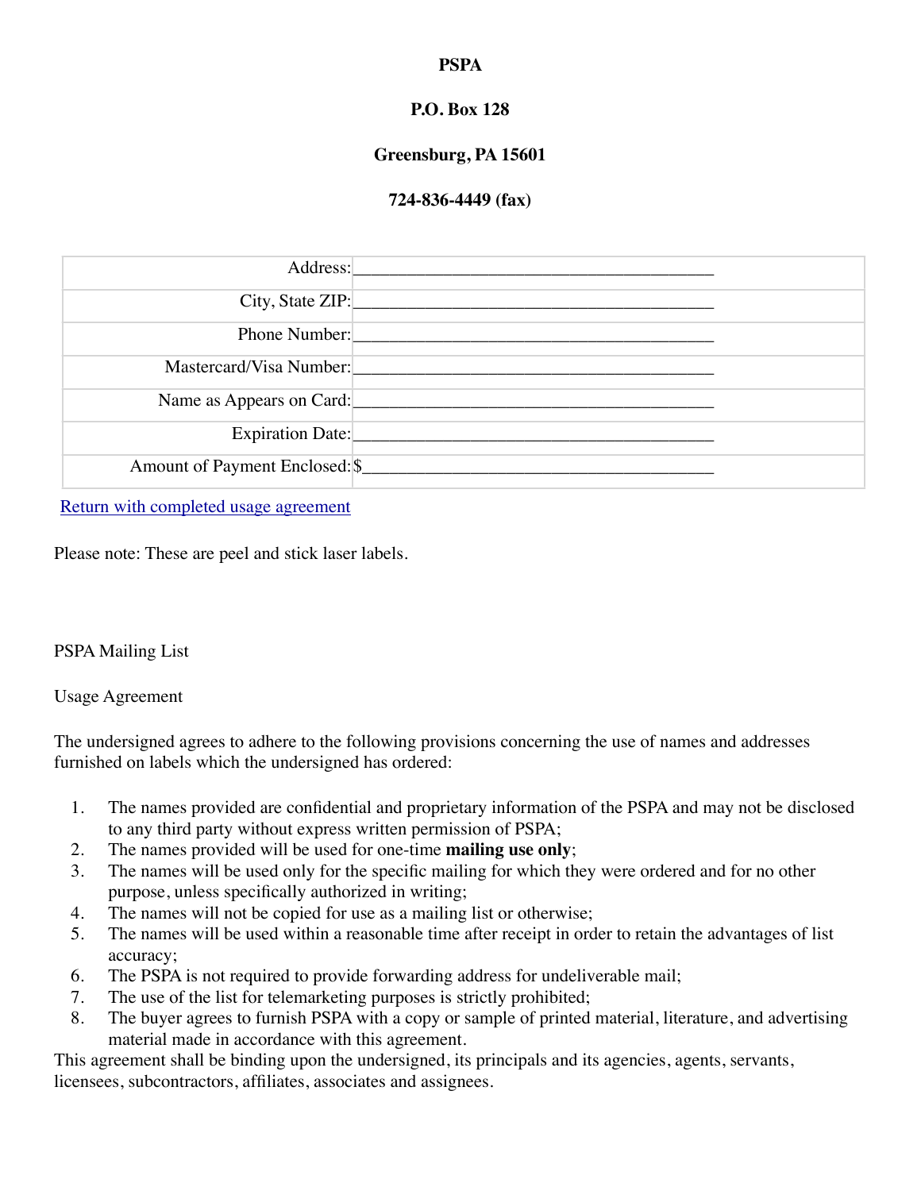**PSPA**

**P.O. Box 128**

**Greensburg, PA 15601**

**724-836-4449 (fax)**

| | |
|---|---|
| Address: | ________________________________________ |
| City, State ZIP: | ________________________________________ |
| Phone Number: | ________________________________________ |
| Mastercard/Visa Number: | ________________________________________ |
| Name as Appears on Card: | ________________________________________ |
| Expiration Date: | ________________________________________ |
| Amount of Payment Enclosed: | $_______________________________________ |

Return with completed usage agreement

Please note: These are peel and stick laser labels.

PSPA Mailing List

Usage Agreement

The undersigned agrees to adhere to the following provisions concerning the use of names and addresses furnished on labels which the undersigned has ordered:

1. The names provided are confidential and proprietary information of the PSPA and may not be disclosed to any third party without express written permission of PSPA;
2. The names provided will be used for one-time **mailing use only**;
3. The names will be used only for the specific mailing for which they were ordered and for no other purpose, unless specifically authorized in writing;
4. The names will not be copied for use as a mailing list or otherwise;
5. The names will be used within a reasonable time after receipt in order to retain the advantages of list accuracy;
6. The PSPA is not required to provide forwarding address for undeliverable mail;
7. The use of the list for telemarketing purposes is strictly prohibited;
8. The buyer agrees to furnish PSPA with a copy or sample of printed material, literature, and advertising material made in accordance with this agreement.

This agreement shall be binding upon the undersigned, its principals and its agencies, agents, servants, licensees, subcontractors, affiliates, associates and assignees.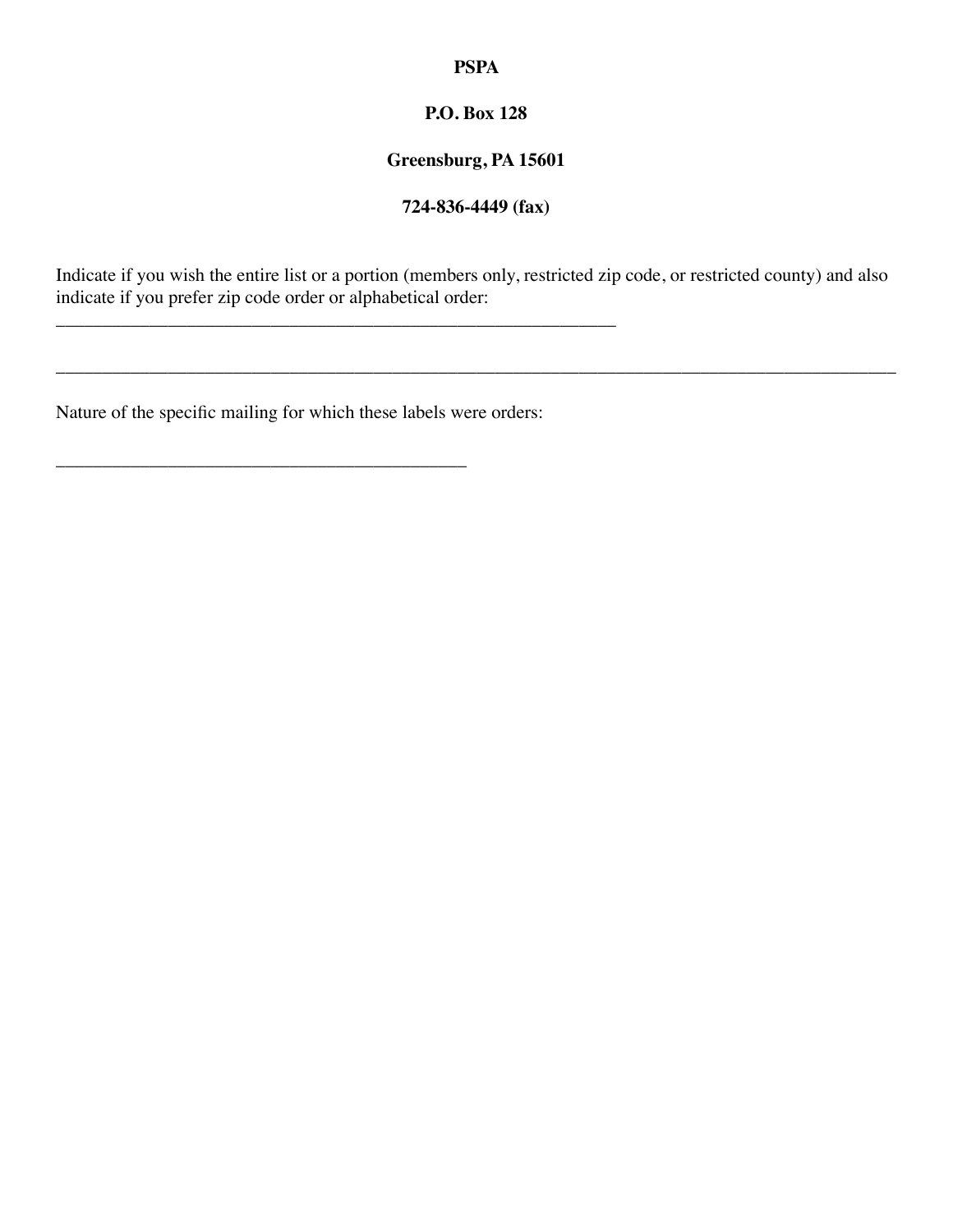**PSPA**

**P.O. Box 128**

**Greensburg, PA 15601**

**724-836-4449 (fax)**

Indicate if you wish the entire list or a portion (members only, restricted zip code, or restricted county) and also indicate if you prefer zip code order or alphabetical order: _______________________________________________________________

_____________________________________________________________________________________________

Nature of the specific mailing for which these labels were orders:

______________________________________________